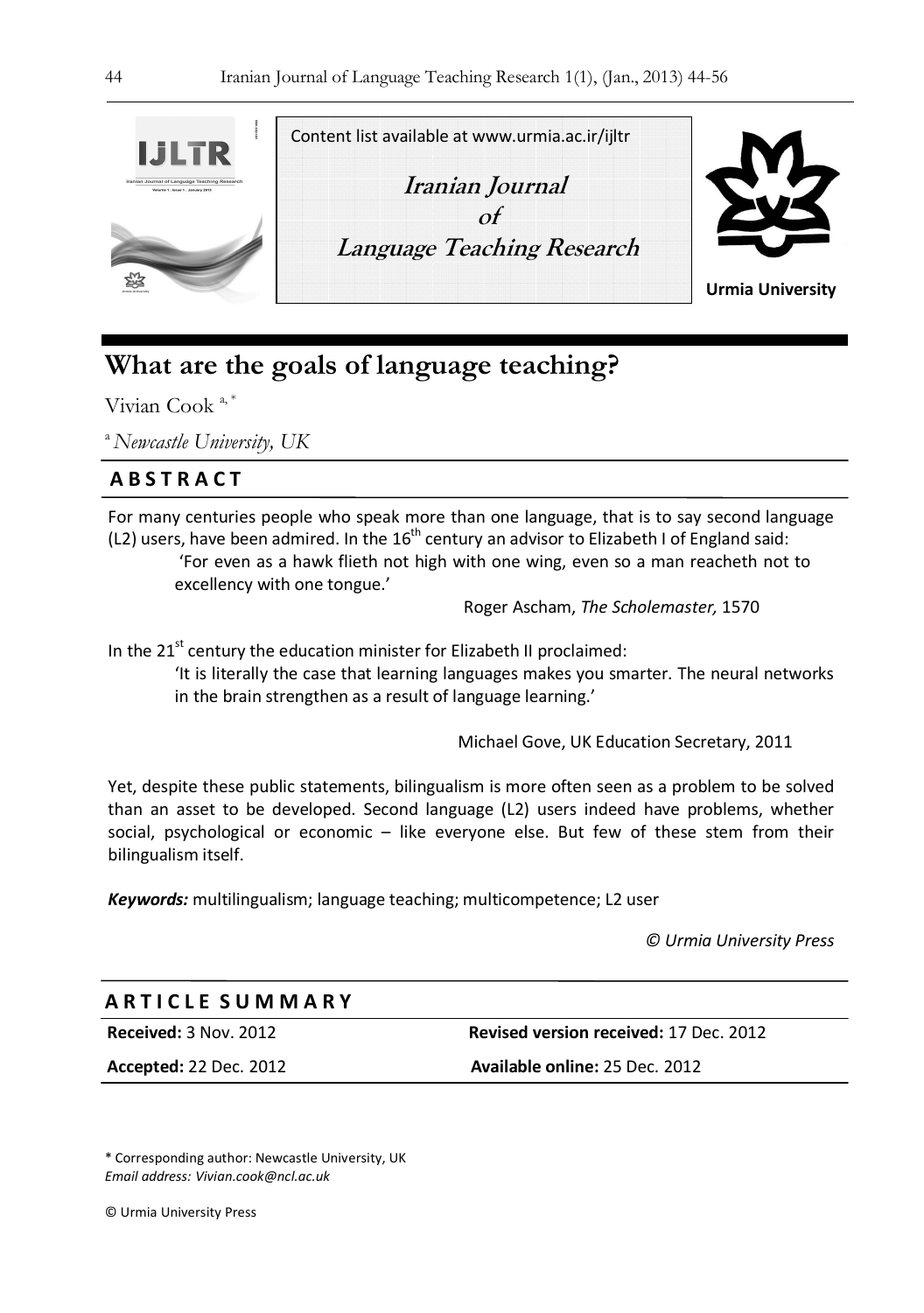Content list available at www.urmia.ac.ir/ijltr

**Iranian Journal of Language Teaching Research**

**Urmia University**

# What are the goals of language teaching?

Vivian Cook [a,*]

[a] *Newcastle University, UK*

## ABSTRACT

For many centuries people who speak more than one language, that is to say second language (L2) users, have been admired. In the 16th century an advisor to Elizabeth I of England said:

> 'For even as a hawk flieth not high with one wing, even so a man reacheth not to excellency with one tongue.'
>
> Roger Ascham, *The Scholemaster,* 1570

In the 21st century the education minister for Elizabeth II proclaimed:

> 'It is literally the case that learning languages makes you smarter. The neural networks in the brain strengthen as a result of language learning.'
>
> Michael Gove, UK Education Secretary, 2011

Yet, despite these public statements, bilingualism is more often seen as a problem to be solved than an asset to be developed. Second language (L2) users indeed have problems, whether social, psychological or economic – like everyone else. But few of these stem from their bilingualism itself.

***Keywords:*** multilingualism; language teaching; multicompetence; L2 user

*© Urmia University Press*

## ARTICLE SUMMARY

| | |
|---|---|
| **Received:** 3 Nov. 2012 | **Revised version received:** 17 Dec. 2012 |
| **Accepted:** 22 Dec. 2012 | **Available online:** 25 Dec. 2012 |

\* Corresponding author: Newcastle University, UK
*Email address: Vivian.cook@ncl.ac.uk*

© Urmia University Press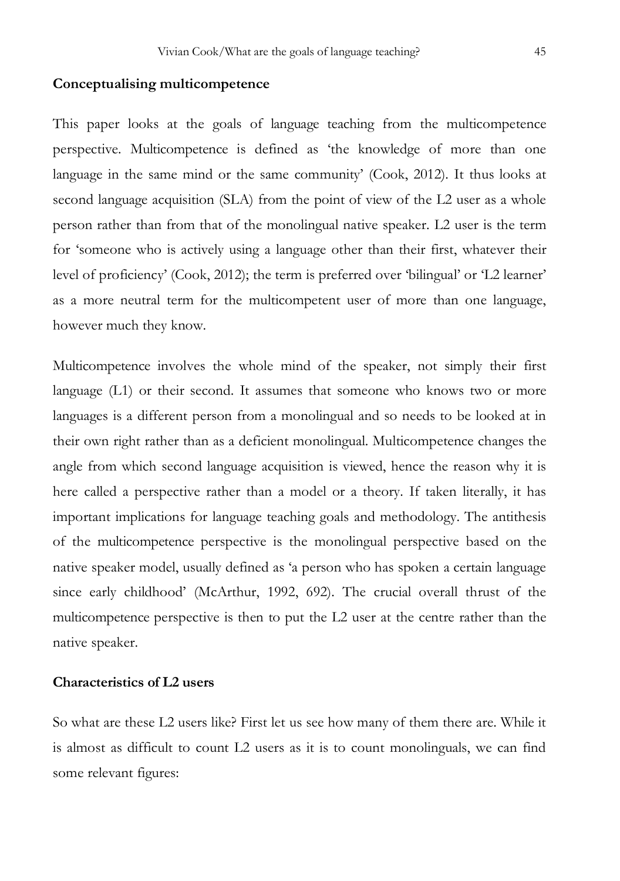## Conceptualising multicompetence

This paper looks at the goals of language teaching from the multicompetence perspective. Multicompetence is defined as 'the knowledge of more than one language in the same mind or the same community' (Cook, 2012). It thus looks at second language acquisition (SLA) from the point of view of the L2 user as a whole person rather than from that of the monolingual native speaker. L2 user is the term for 'someone who is actively using a language other than their first, whatever their level of proficiency' (Cook, 2012); the term is preferred over 'bilingual' or 'L2 learner' as a more neutral term for the multicompetent user of more than one language, however much they know.

Multicompetence involves the whole mind of the speaker, not simply their first language (L1) or their second. It assumes that someone who knows two or more languages is a different person from a monolingual and so needs to be looked at in their own right rather than as a deficient monolingual. Multicompetence changes the angle from which second language acquisition is viewed, hence the reason why it is here called a perspective rather than a model or a theory. If taken literally, it has important implications for language teaching goals and methodology. The antithesis of the multicompetence perspective is the monolingual perspective based on the native speaker model, usually defined as 'a person who has spoken a certain language since early childhood' (McArthur, 1992, 692). The crucial overall thrust of the multicompetence perspective is then to put the L2 user at the centre rather than the native speaker.

## Characteristics of L2 users

So what are these L2 users like? First let us see how many of them there are. While it is almost as difficult to count L2 users as it is to count monolinguals, we can find some relevant figures: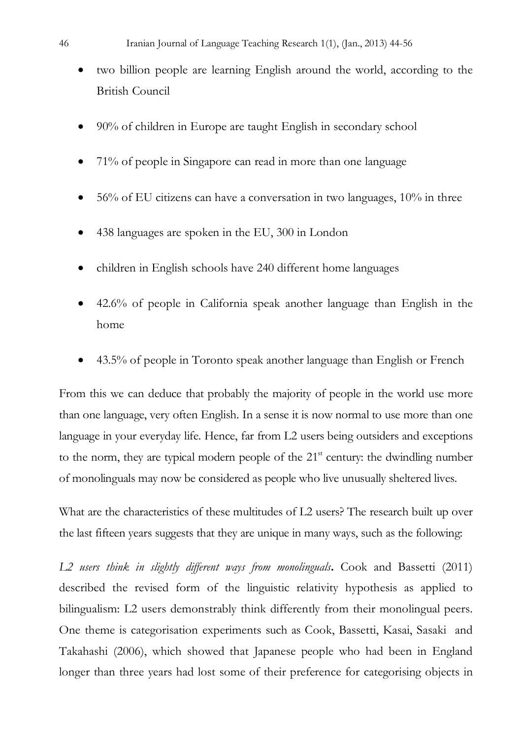- two billion people are learning English around the world, according to the British Council
- 90% of children in Europe are taught English in secondary school
- 71% of people in Singapore can read in more than one language
- 56% of EU citizens can have a conversation in two languages, 10% in three
- 438 languages are spoken in the EU, 300 in London
- children in English schools have 240 different home languages
- 42.6% of people in California speak another language than English in the home
- 43.5% of people in Toronto speak another language than English or French

From this we can deduce that probably the majority of people in the world use more than one language, very often English. In a sense it is now normal to use more than one language in your everyday life. Hence, far from L2 users being outsiders and exceptions to the norm, they are typical modern people of the 21st century: the dwindling number of monolinguals may now be considered as people who live unusually sheltered lives.

What are the characteristics of these multitudes of L2 users? The research built up over the last fifteen years suggests that they are unique in many ways, such as the following:

*L2 users think in slightly different ways from monolinguals***.** Cook and Bassetti (2011) described the revised form of the linguistic relativity hypothesis as applied to bilingualism: L2 users demonstrably think differently from their monolingual peers. One theme is categorisation experiments such as Cook, Bassetti, Kasai, Sasaki and Takahashi (2006), which showed that Japanese people who had been in England longer than three years had lost some of their preference for categorising objects in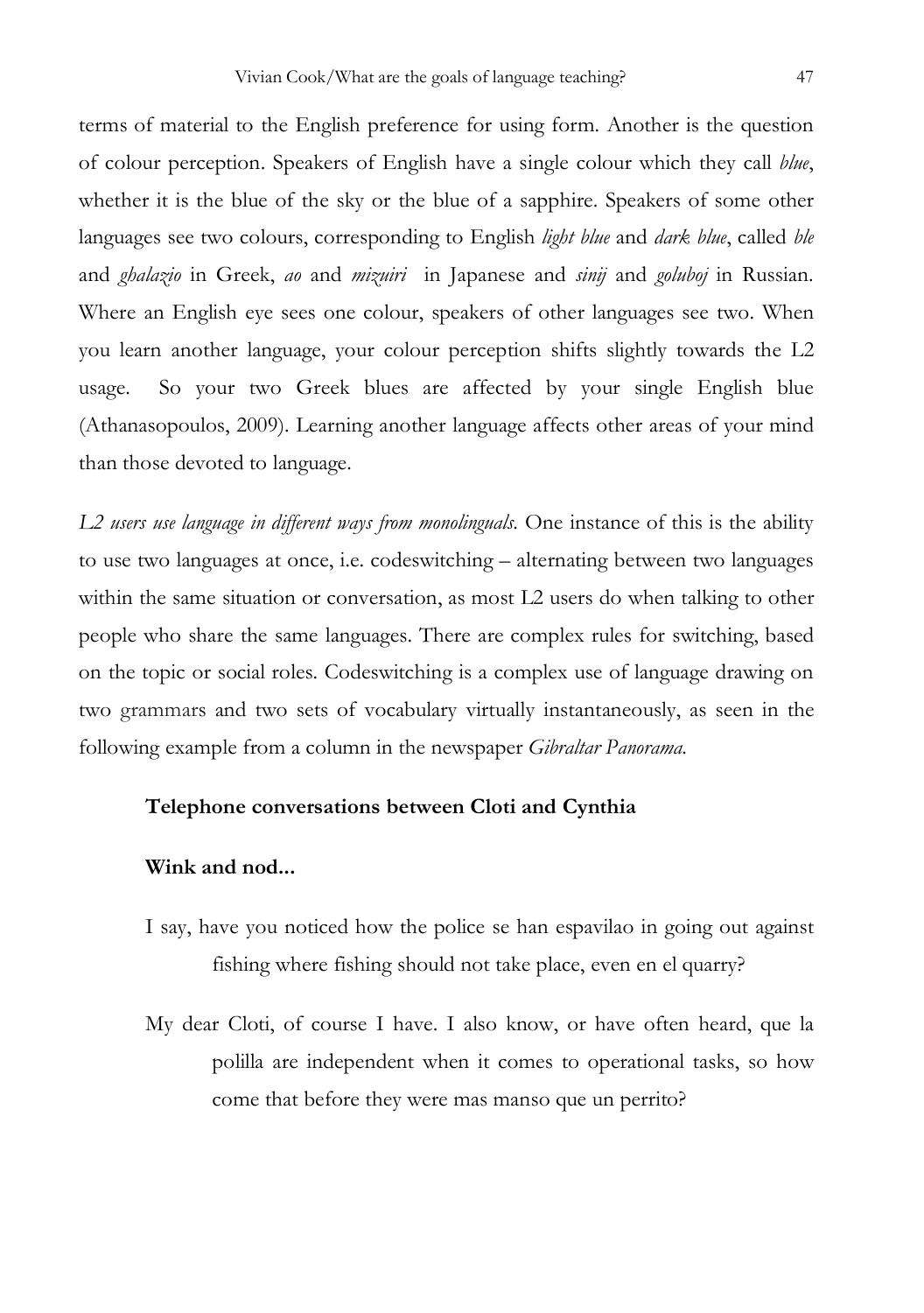terms of material to the English preference for using form. Another is the question of colour perception. Speakers of English have a single colour which they call *blue*, whether it is the blue of the sky or the blue of a sapphire. Speakers of some other languages see two colours, corresponding to English *light blue* and *dark blue*, called *ble* and *ghalazio* in Greek, *ao* and *mizuiri* in Japanese and *sinij* and *goluboj* in Russian. Where an English eye sees one colour, speakers of other languages see two. When you learn another language, your colour perception shifts slightly towards the L2 usage. So your two Greek blues are affected by your single English blue (Athanasopoulos, 2009). Learning another language affects other areas of your mind than those devoted to language.

*L2 users use language in different ways from monolinguals.* One instance of this is the ability to use two languages at once, i.e. codeswitching – alternating between two languages within the same situation or conversation, as most L2 users do when talking to other people who share the same languages. There are complex rules for switching, based on the topic or social roles. Codeswitching is a complex use of language drawing on two grammars and two sets of vocabulary virtually instantaneously, as seen in the following example from a column in the newspaper *Gibraltar Panorama*.

**Telephone conversations between Cloti and Cynthia**

**Wink and nod...**

I say, have you noticed how the police se han espavilao in going out against fishing where fishing should not take place, even en el quarry?

My dear Cloti, of course I have. I also know, or have often heard, que la polilla are independent when it comes to operational tasks, so how come that before they were mas manso que un perrito?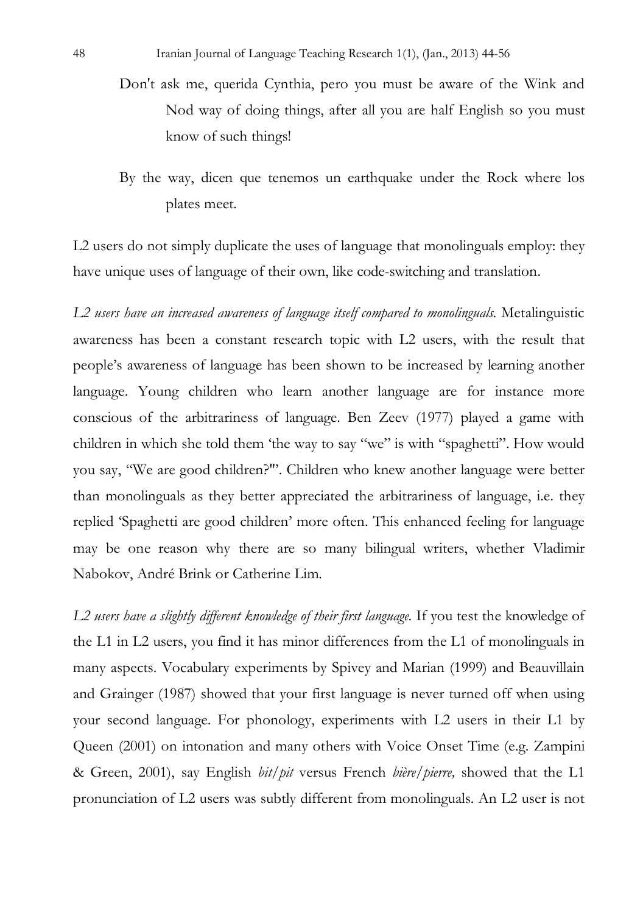> Don't ask me, querida Cynthia, pero you must be aware of the Wink and Nod way of doing things, after all you are half English so you must know of such things!
>
> By the way, dicen que tenemos un earthquake under the Rock where los plates meet.

L2 users do not simply duplicate the uses of language that monolinguals employ: they have unique uses of language of their own, like code-switching and translation.

*L2 users have an increased awareness of language itself compared to monolinguals.* Metalinguistic awareness has been a constant research topic with L2 users, with the result that people's awareness of language has been shown to be increased by learning another language. Young children who learn another language are for instance more conscious of the arbitrariness of language. Ben Zeev (1977) played a game with children in which she told them 'the way to say "we" is with "spaghetti". How would you say, "We are good children?"'. Children who knew another language were better than monolinguals as they better appreciated the arbitrariness of language, i.e. they replied 'Spaghetti are good children' more often. This enhanced feeling for language may be one reason why there are so many bilingual writers, whether Vladimir Nabokov, André Brink or Catherine Lim.

*L2 users have a slightly different knowledge of their first language.* If you test the knowledge of the L1 in L2 users, you find it has minor differences from the L1 of monolinguals in many aspects. Vocabulary experiments by Spivey and Marian (1999) and Beauvillain and Grainger (1987) showed that your first language is never turned off when using your second language. For phonology, experiments with L2 users in their L1 by Queen (2001) on intonation and many others with Voice Onset Time (e.g. Zampini & Green, 2001), say English *bit/pit* versus French *bière/pierre,* showed that the L1 pronunciation of L2 users was subtly different from monolinguals. An L2 user is not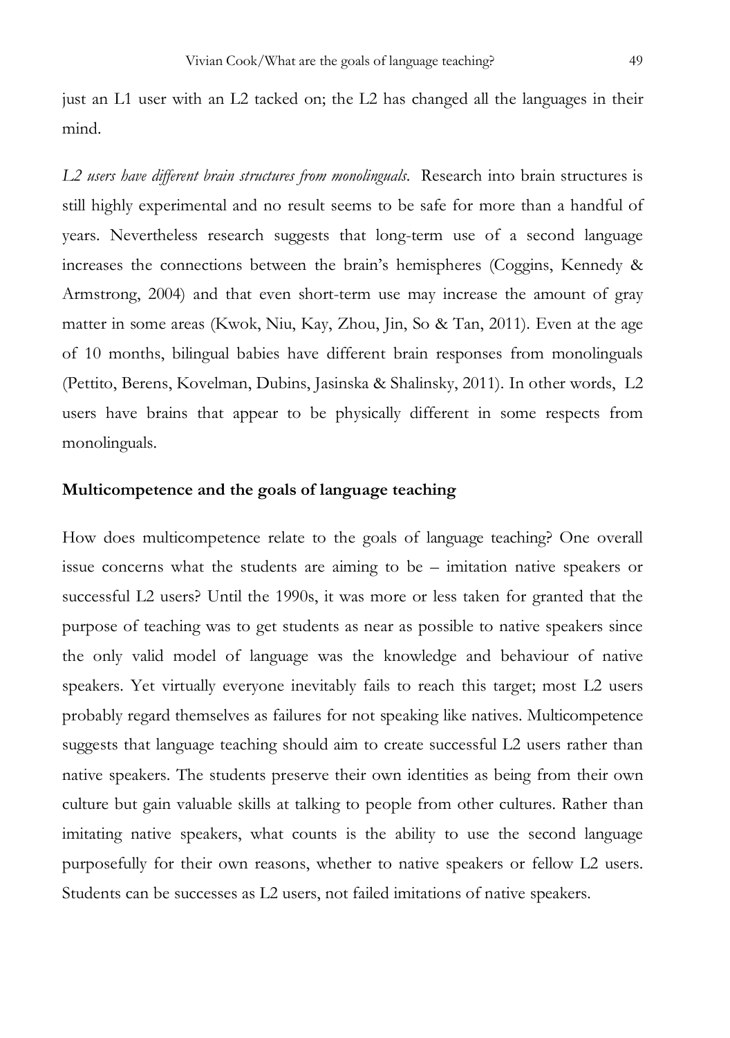just an L1 user with an L2 tacked on; the L2 has changed all the languages in their mind.

*L2 users have different brain structures from monolinguals.* Research into brain structures is still highly experimental and no result seems to be safe for more than a handful of years. Nevertheless research suggests that long-term use of a second language increases the connections between the brain's hemispheres (Coggins, Kennedy & Armstrong, 2004) and that even short-term use may increase the amount of gray matter in some areas (Kwok, Niu, Kay, Zhou, Jin, So & Tan, 2011). Even at the age of 10 months, bilingual babies have different brain responses from monolinguals (Pettito, Berens, Kovelman, Dubins, Jasinska & Shalinsky, 2011). In other words, L2 users have brains that appear to be physically different in some respects from monolinguals.

## Multicompetence and the goals of language teaching

How does multicompetence relate to the goals of language teaching? One overall issue concerns what the students are aiming to be – imitation native speakers or successful L2 users? Until the 1990s, it was more or less taken for granted that the purpose of teaching was to get students as near as possible to native speakers since the only valid model of language was the knowledge and behaviour of native speakers. Yet virtually everyone inevitably fails to reach this target; most L2 users probably regard themselves as failures for not speaking like natives. Multicompetence suggests that language teaching should aim to create successful L2 users rather than native speakers. The students preserve their own identities as being from their own culture but gain valuable skills at talking to people from other cultures. Rather than imitating native speakers, what counts is the ability to use the second language purposefully for their own reasons, whether to native speakers or fellow L2 users. Students can be successes as L2 users, not failed imitations of native speakers.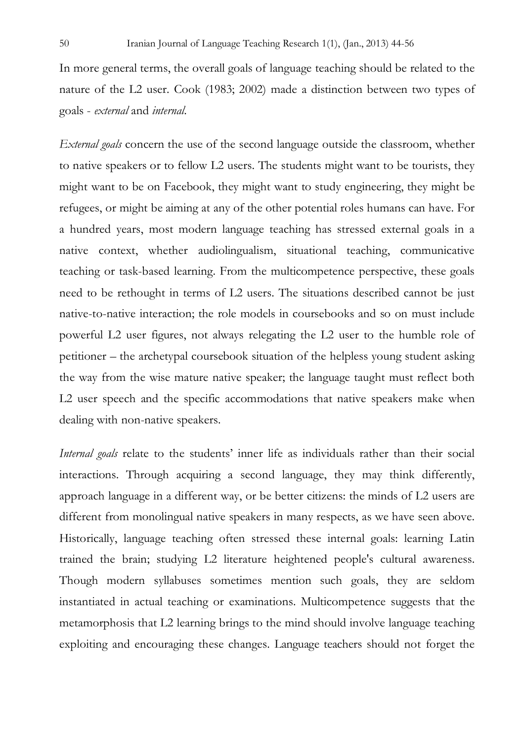In more general terms, the overall goals of language teaching should be related to the nature of the L2 user. Cook (1983; 2002) made a distinction between two types of goals - *external* and *internal*.

*External goals* concern the use of the second language outside the classroom, whether to native speakers or to fellow L2 users. The students might want to be tourists, they might want to be on Facebook, they might want to study engineering, they might be refugees, or might be aiming at any of the other potential roles humans can have. For a hundred years, most modern language teaching has stressed external goals in a native context, whether audiolingualism, situational teaching, communicative teaching or task-based learning. From the multicompetence perspective, these goals need to be rethought in terms of L2 users. The situations described cannot be just native-to-native interaction; the role models in coursebooks and so on must include powerful L2 user figures, not always relegating the L2 user to the humble role of petitioner – the archetypal coursebook situation of the helpless young student asking the way from the wise mature native speaker; the language taught must reflect both L2 user speech and the specific accommodations that native speakers make when dealing with non-native speakers.

*Internal goals* relate to the students' inner life as individuals rather than their social interactions. Through acquiring a second language, they may think differently, approach language in a different way, or be better citizens: the minds of L2 users are different from monolingual native speakers in many respects, as we have seen above. Historically, language teaching often stressed these internal goals: learning Latin trained the brain; studying L2 literature heightened people's cultural awareness. Though modern syllabuses sometimes mention such goals, they are seldom instantiated in actual teaching or examinations. Multicompetence suggests that the metamorphosis that L2 learning brings to the mind should involve language teaching exploiting and encouraging these changes. Language teachers should not forget the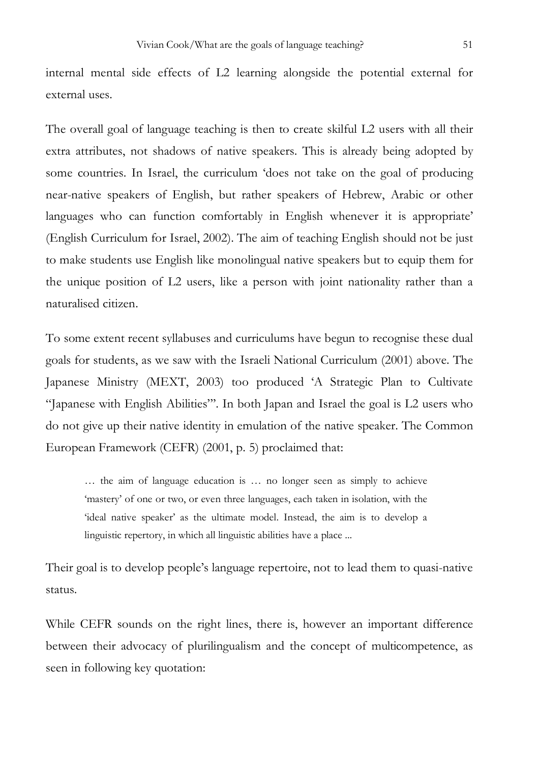internal mental side effects of L2 learning alongside the potential external for external uses.

The overall goal of language teaching is then to create skilful L2 users with all their extra attributes, not shadows of native speakers. This is already being adopted by some countries. In Israel, the curriculum 'does not take on the goal of producing near-native speakers of English, but rather speakers of Hebrew, Arabic or other languages who can function comfortably in English whenever it is appropriate' (English Curriculum for Israel, 2002). The aim of teaching English should not be just to make students use English like monolingual native speakers but to equip them for the unique position of L2 users, like a person with joint nationality rather than a naturalised citizen.

To some extent recent syllabuses and curriculums have begun to recognise these dual goals for students, as we saw with the Israeli National Curriculum (2001) above. The Japanese Ministry (MEXT, 2003) too produced 'A Strategic Plan to Cultivate "Japanese with English Abilities"'. In both Japan and Israel the goal is L2 users who do not give up their native identity in emulation of the native speaker. The Common European Framework (CEFR) (2001, p. 5) proclaimed that:

> … the aim of language education is … no longer seen as simply to achieve 'mastery' of one or two, or even three languages, each taken in isolation, with the 'ideal native speaker' as the ultimate model. Instead, the aim is to develop a linguistic repertory, in which all linguistic abilities have a place ...

Their goal is to develop people's language repertoire, not to lead them to quasi-native status.

While CEFR sounds on the right lines, there is, however an important difference between their advocacy of plurilingualism and the concept of multicompetence, as seen in following key quotation: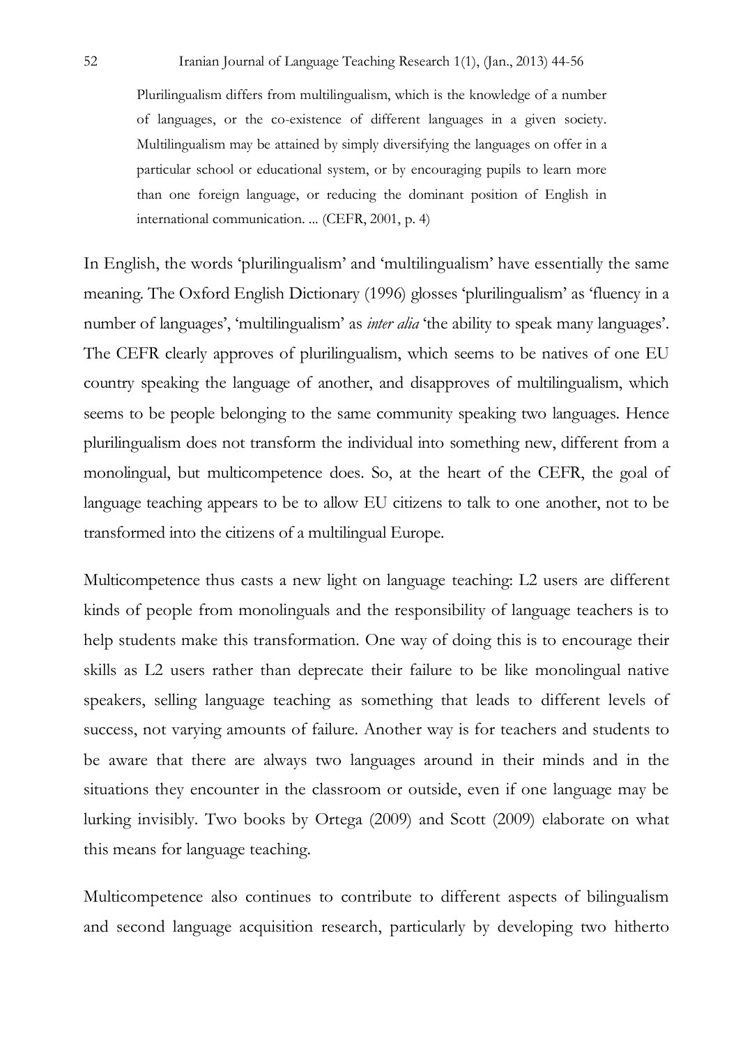> Plurilingualism differs from multilingualism, which is the knowledge of a number of languages, or the co-existence of different languages in a given society. Multilingualism may be attained by simply diversifying the languages on offer in a particular school or educational system, or by encouraging pupils to learn more than one foreign language, or reducing the dominant position of English in international communication. ... (CEFR, 2001, p. 4)

In English, the words 'plurilingualism' and 'multilingualism' have essentially the same meaning. The Oxford English Dictionary (1996) glosses 'plurilingualism' as 'fluency in a number of languages', 'multilingualism' as *inter alia* 'the ability to speak many languages'. The CEFR clearly approves of plurilingualism, which seems to be natives of one EU country speaking the language of another, and disapproves of multilingualism, which seems to be people belonging to the same community speaking two languages. Hence plurilingualism does not transform the individual into something new, different from a monolingual, but multicompetence does. So, at the heart of the CEFR, the goal of language teaching appears to be to allow EU citizens to talk to one another, not to be transformed into the citizens of a multilingual Europe.

Multicompetence thus casts a new light on language teaching: L2 users are different kinds of people from monolinguals and the responsibility of language teachers is to help students make this transformation. One way of doing this is to encourage their skills as L2 users rather than deprecate their failure to be like monolingual native speakers, selling language teaching as something that leads to different levels of success, not varying amounts of failure. Another way is for teachers and students to be aware that there are always two languages around in their minds and in the situations they encounter in the classroom or outside, even if one language may be lurking invisibly. Two books by Ortega (2009) and Scott (2009) elaborate on what this means for language teaching.

Multicompetence also continues to contribute to different aspects of bilingualism and second language acquisition research, particularly by developing two hitherto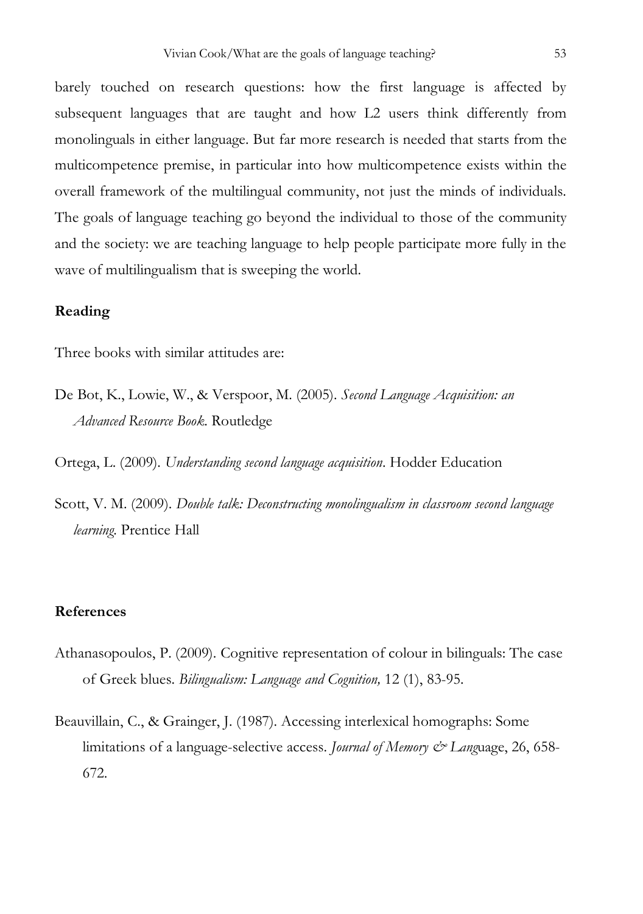barely touched on research questions: how the first language is affected by subsequent languages that are taught and how L2 users think differently from monolinguals in either language. But far more research is needed that starts from the multicompetence premise, in particular into how multicompetence exists within the overall framework of the multilingual community, not just the minds of individuals. The goals of language teaching go beyond the individual to those of the community and the society: we are teaching language to help people participate more fully in the wave of multilingualism that is sweeping the world.

## Reading

Three books with similar attitudes are:

De Bot, K., Lowie, W., & Verspoor, M. (2005). *Second Language Acquisition: an Advanced Resource Book*. Routledge

Ortega, L. (2009). *Understanding second language acquisition*. Hodder Education

Scott, V. M. (2009). *Double talk: Deconstructing monolingualism in classroom second language learning*. Prentice Hall

## References

Athanasopoulos, P. (2009). Cognitive representation of colour in bilinguals: The case of Greek blues. *Bilingualism: Language and Cognition,* 12 (1), 83-95.

Beauvillain, C., & Grainger, J. (1987). Accessing interlexical homographs: Some limitations of a language-selective access. *Journal of Memory & Lang*uage, 26, 658-672.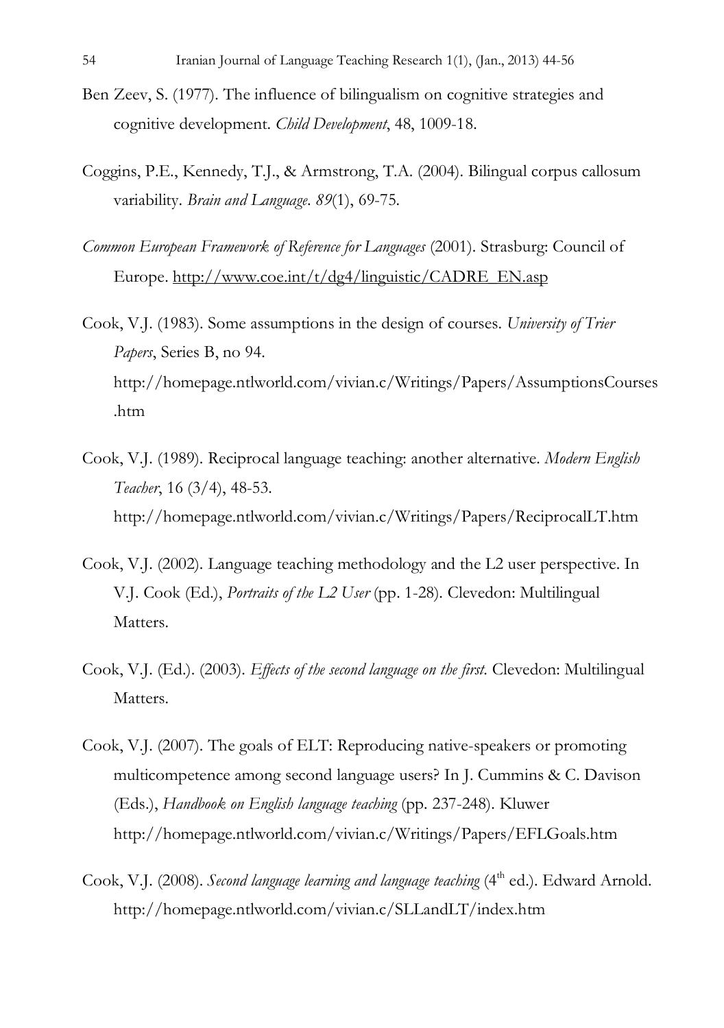Ben Zeev, S. (1977). The influence of bilingualism on cognitive strategies and cognitive development. *Child Development*, 48, 1009-18.

Coggins, P.E., Kennedy, T.J., & Armstrong, T.A. (2004). Bilingual corpus callosum variability. *Brain and Language*. *89*(1), 69-75.

*Common European Framework of Reference for Languages* (2001). Strasburg: Council of Europe. http://www.coe.int/t/dg4/linguistic/CADRE_EN.asp

Cook, V.J. (1983). Some assumptions in the design of courses. *University of Trier Papers*, Series B, no 94. http://homepage.ntlworld.com/vivian.c/Writings/Papers/AssumptionsCourses.htm

Cook, V.J. (1989). Reciprocal language teaching: another alternative. *Modern English Teacher*, 16 (3/4), 48-53. http://homepage.ntlworld.com/vivian.c/Writings/Papers/ReciprocalLT.htm

Cook, V.J. (2002). Language teaching methodology and the L2 user perspective. In V.J. Cook (Ed.), *Portraits of the L2 User* (pp. 1-28). Clevedon: Multilingual Matters.

Cook, V.J. (Ed.). (2003). *Effects of the second language on the first*. Clevedon: Multilingual Matters.

Cook, V.J. (2007). The goals of ELT: Reproducing native-speakers or promoting multicompetence among second language users? In J. Cummins & C. Davison (Eds.), *Handbook on English language teaching* (pp. 237-248). Kluwer http://homepage.ntlworld.com/vivian.c/Writings/Papers/EFLGoals.htm

Cook, V.J. (2008). *Second language learning and language teaching* (4th ed.). Edward Arnold. http://homepage.ntlworld.com/vivian.c/SLLandLT/index.htm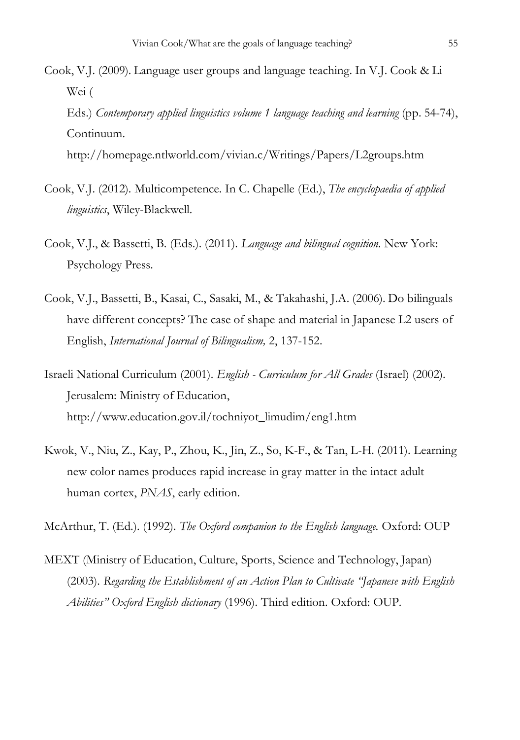Cook, V.J. (2009). Language user groups and language teaching. In V.J. Cook & Li Wei (
Eds.) *Contemporary applied linguistics volume 1 language teaching and learning* (pp. 54-74), Continuum.
http://homepage.ntlworld.com/vivian.c/Writings/Papers/L2groups.htm

Cook, V.J. (2012). Multicompetence. In C. Chapelle (Ed.), *The encyclopaedia of applied linguistics*, Wiley-Blackwell.

Cook, V.J., & Bassetti, B. (Eds.). (2011). *Language and bilingual cognition.* New York: Psychology Press.

Cook, V.J., Bassetti, B., Kasai, C., Sasaki, M., & Takahashi, J.A. (2006). Do bilinguals have different concepts? The case of shape and material in Japanese L2 users of English, *International Journal of Bilingualism,* 2, 137-152.

Israeli National Curriculum (2001). *English - Curriculum for All Grades* (Israel) (2002). Jerusalem: Ministry of Education, http://www.education.gov.il/tochniyot_limudim/eng1.htm

Kwok, V., Niu, Z., Kay, P., Zhou, K., Jin, Z., So, K-F., & Tan, L-H. (2011). Learning new color names produces rapid increase in gray matter in the intact adult human cortex, *PNAS*, early edition.

McArthur, T. (Ed.). (1992). *The Oxford companion to the English language.* Oxford: OUP

MEXT (Ministry of Education, Culture, Sports, Science and Technology, Japan) (2003). *Regarding the Establishment of an Action Plan to Cultivate "Japanese with English Abilities" Oxford English dictionary* (1996). Third edition. Oxford: OUP.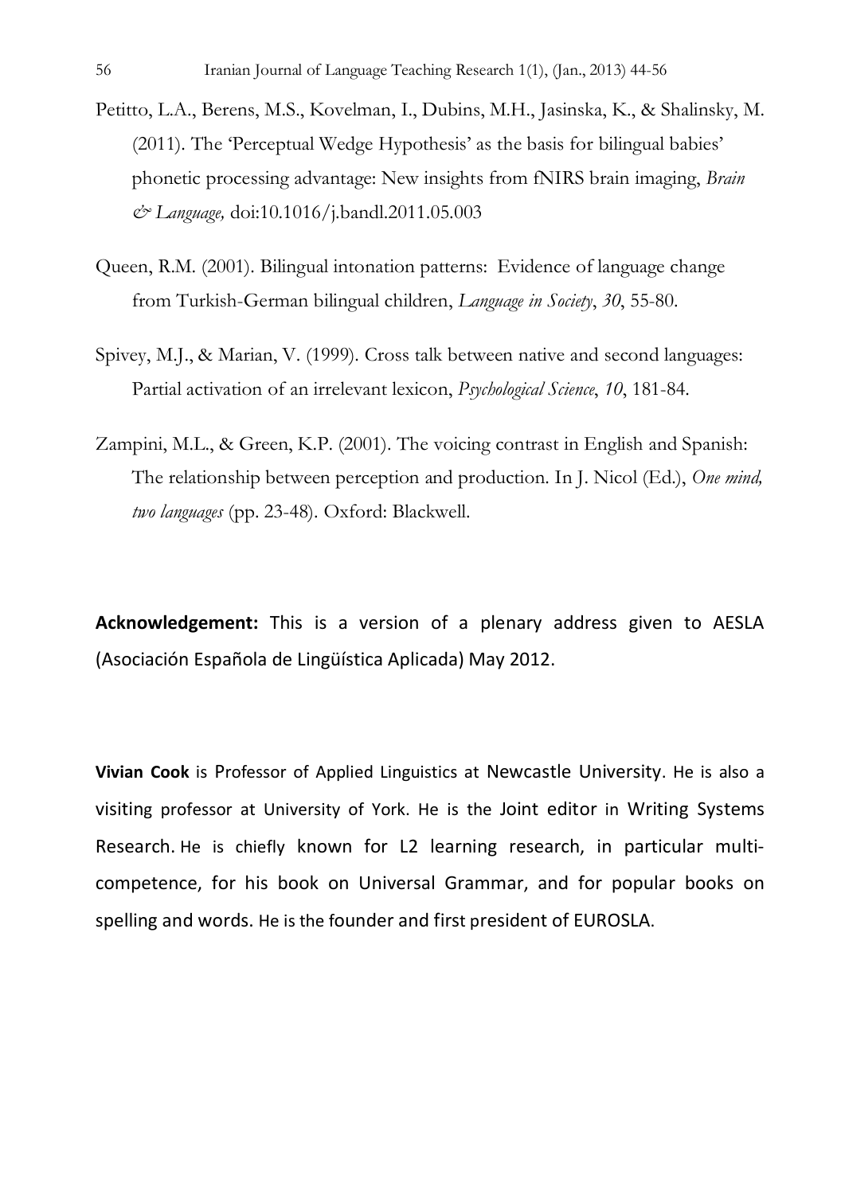Petitto, L.A., Berens, M.S., Kovelman, I., Dubins, M.H., Jasinska, K., & Shalinsky, M. (2011). The 'Perceptual Wedge Hypothesis' as the basis for bilingual babies' phonetic processing advantage: New insights from fNIRS brain imaging, *Brain & Language,* doi:10.1016/j.bandl.2011.05.003

Queen, R.M. (2001). Bilingual intonation patterns: Evidence of language change from Turkish-German bilingual children, *Language in Society*, *30*, 55-80.

Spivey, M.J., & Marian, V. (1999). Cross talk between native and second languages: Partial activation of an irrelevant lexicon, *Psychological Science*, *10*, 181-84.

Zampini, M.L., & Green, K.P. (2001). The voicing contrast in English and Spanish: The relationship between perception and production. In J. Nicol (Ed.), *One mind, two languages* (pp. 23-48). Oxford: Blackwell.

**Acknowledgement:** This is a version of a plenary address given to AESLA (Asociación Española de Lingüística Aplicada) May 2012.

**Vivian Cook** is Professor of Applied Linguistics at Newcastle University. He is also a visiting professor at University of York. He is the Joint editor in Writing Systems Research. He is chiefly known for L2 learning research, in particular multi-competence, for his book on Universal Grammar, and for popular books on spelling and words. He is the founder and first president of EUROSLA.